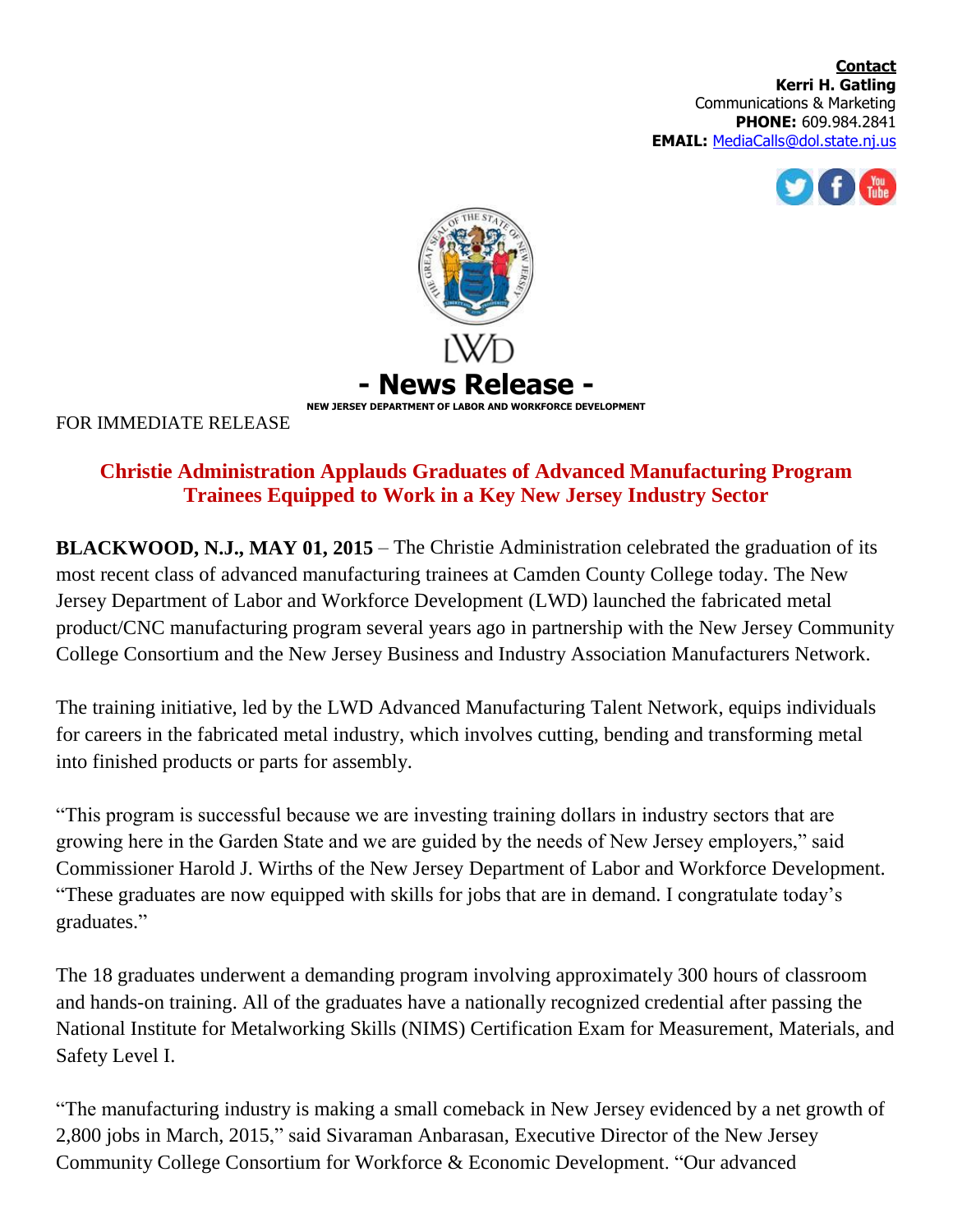**Contact**
**Kerri H. Gatling**
Communications & Marketing
**PHONE:** 609.984.2841
**EMAIL:** MediaCalls@dol.state.nj.us

LWD

# - News Release -

**NEW JERSEY DEPARTMENT OF LABOR AND WORKFORCE DEVELOPMENT**

FOR IMMEDIATE RELEASE

## Christie Administration Applauds Graduates of Advanced Manufacturing Program Trainees Equipped to Work in a Key New Jersey Industry Sector

**BLACKWOOD, N.J., MAY 01, 2015** – The Christie Administration celebrated the graduation of its most recent class of advanced manufacturing trainees at Camden County College today. The New Jersey Department of Labor and Workforce Development (LWD) launched the fabricated metal product/CNC manufacturing program several years ago in partnership with the New Jersey Community College Consortium and the New Jersey Business and Industry Association Manufacturers Network.

The training initiative, led by the LWD Advanced Manufacturing Talent Network, equips individuals for careers in the fabricated metal industry, which involves cutting, bending and transforming metal into finished products or parts for assembly.

"This program is successful because we are investing training dollars in industry sectors that are growing here in the Garden State and we are guided by the needs of New Jersey employers," said Commissioner Harold J. Wirths of the New Jersey Department of Labor and Workforce Development. "These graduates are now equipped with skills for jobs that are in demand. I congratulate today's graduates."

The 18 graduates underwent a demanding program involving approximately 300 hours of classroom and hands-on training. All of the graduates have a nationally recognized credential after passing the National Institute for Metalworking Skills (NIMS) Certification Exam for Measurement, Materials, and Safety Level I.

"The manufacturing industry is making a small comeback in New Jersey evidenced by a net growth of 2,800 jobs in March, 2015," said Sivaraman Anbarasan, Executive Director of the New Jersey Community College Consortium for Workforce & Economic Development. "Our advanced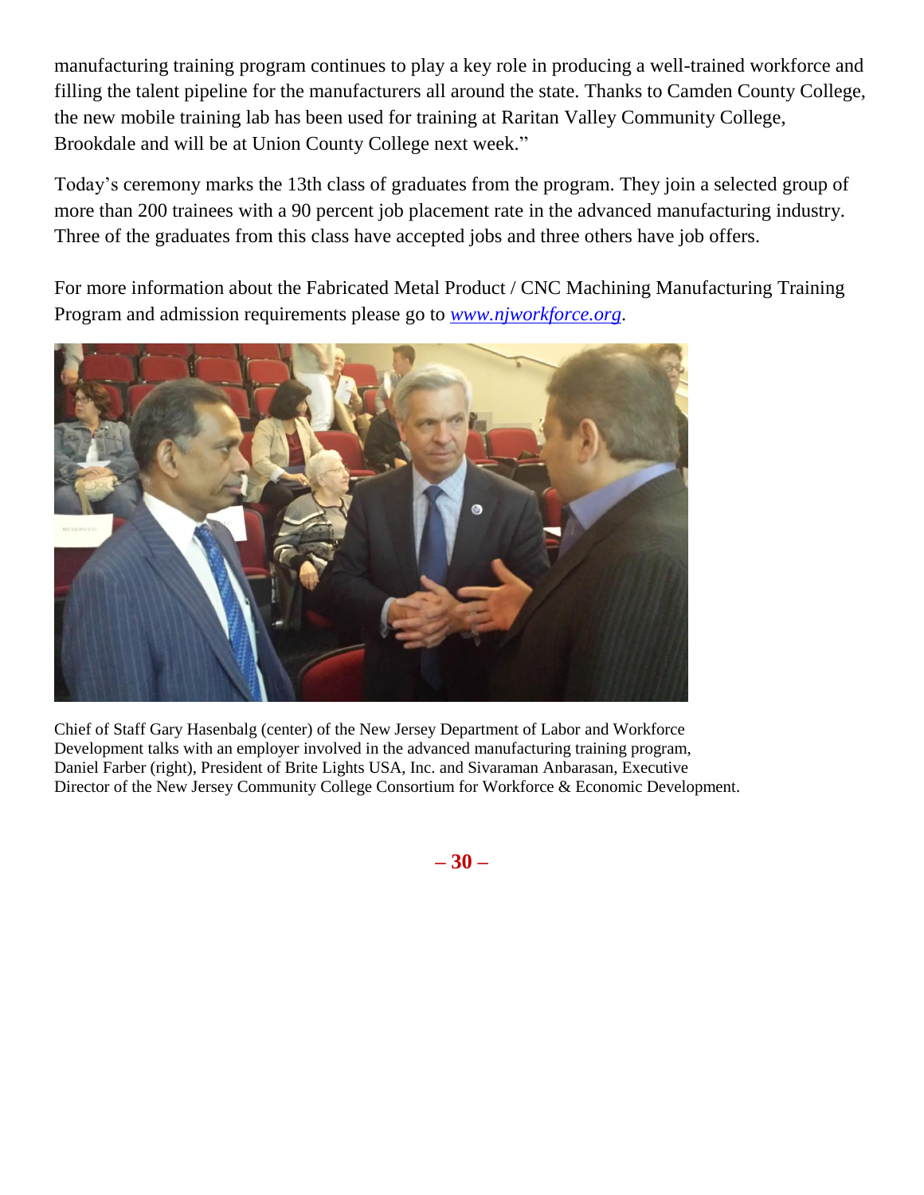manufacturing training program continues to play a key role in producing a well-trained workforce and filling the talent pipeline for the manufacturers all around the state. Thanks to Camden County College, the new mobile training lab has been used for training at Raritan Valley Community College, Brookdale and will be at Union County College next week."

Today's ceremony marks the 13th class of graduates from the program. They join a selected group of more than 200 trainees with a 90 percent job placement rate in the advanced manufacturing industry. Three of the graduates from this class have accepted jobs and three others have job offers.

For more information about the Fabricated Metal Product / CNC Machining Manufacturing Training Program and admission requirements please go to *www.njworkforce.org*.

Chief of Staff Gary Hasenbalg (center) of the New Jersey Department of Labor and Workforce Development talks with an employer involved in the advanced manufacturing training program, Daniel Farber (right), President of Brite Lights USA, Inc. and Sivaraman Anbarasan, Executive Director of the New Jersey Community College Consortium for Workforce & Economic Development.

**– 30 –**